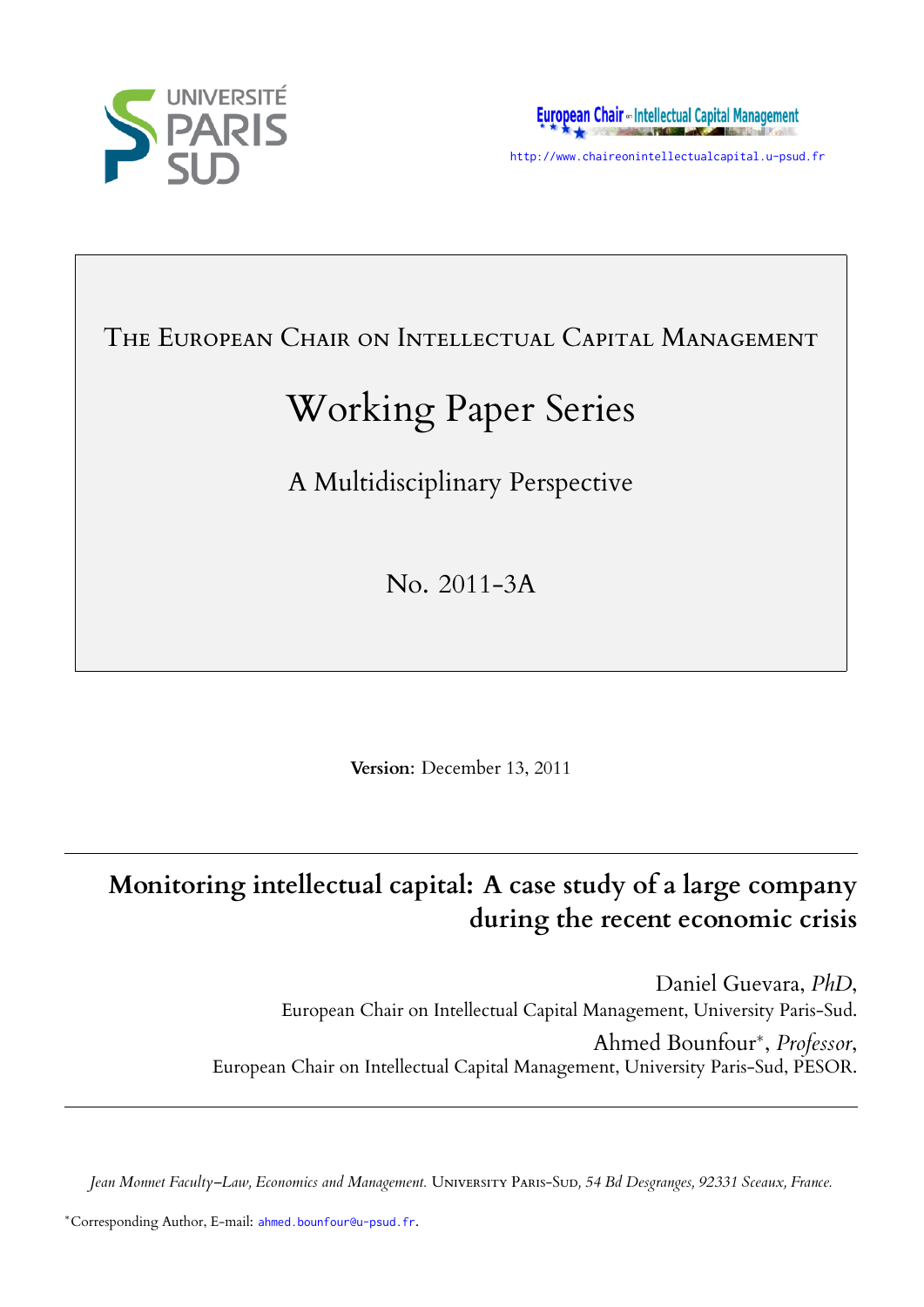UNIVERSITÉ PARIS SUD

European Chair on Intellectual Capital Management

http://www.chaireonintellectualcapital.u-psud.fr

THE EUROPEAN CHAIR ON INTELLECTUAL CAPITAL MANAGEMENT

# Working Paper Series

A Multidisciplinary Perspective

No. 2011-3A

**Version**: December 13, 2011

## Monitoring intellectual capital: A case study of a large company during the recent economic crisis

Daniel Guevara, *PhD*,
European Chair on Intellectual Capital Management, University Paris-Sud.

Ahmed Bounfour*, *Professor*,
European Chair on Intellectual Capital Management, University Paris-Sud, PESOR.

*Jean Monnet Faculty–Law, Economics and Management.* UNIVERSITY PARIS-SUD, *54 Bd Desgranges, 92331 Sceaux, France.*

*Corresponding Author, E-mail: ahmed.bounfour@u-psud.fr.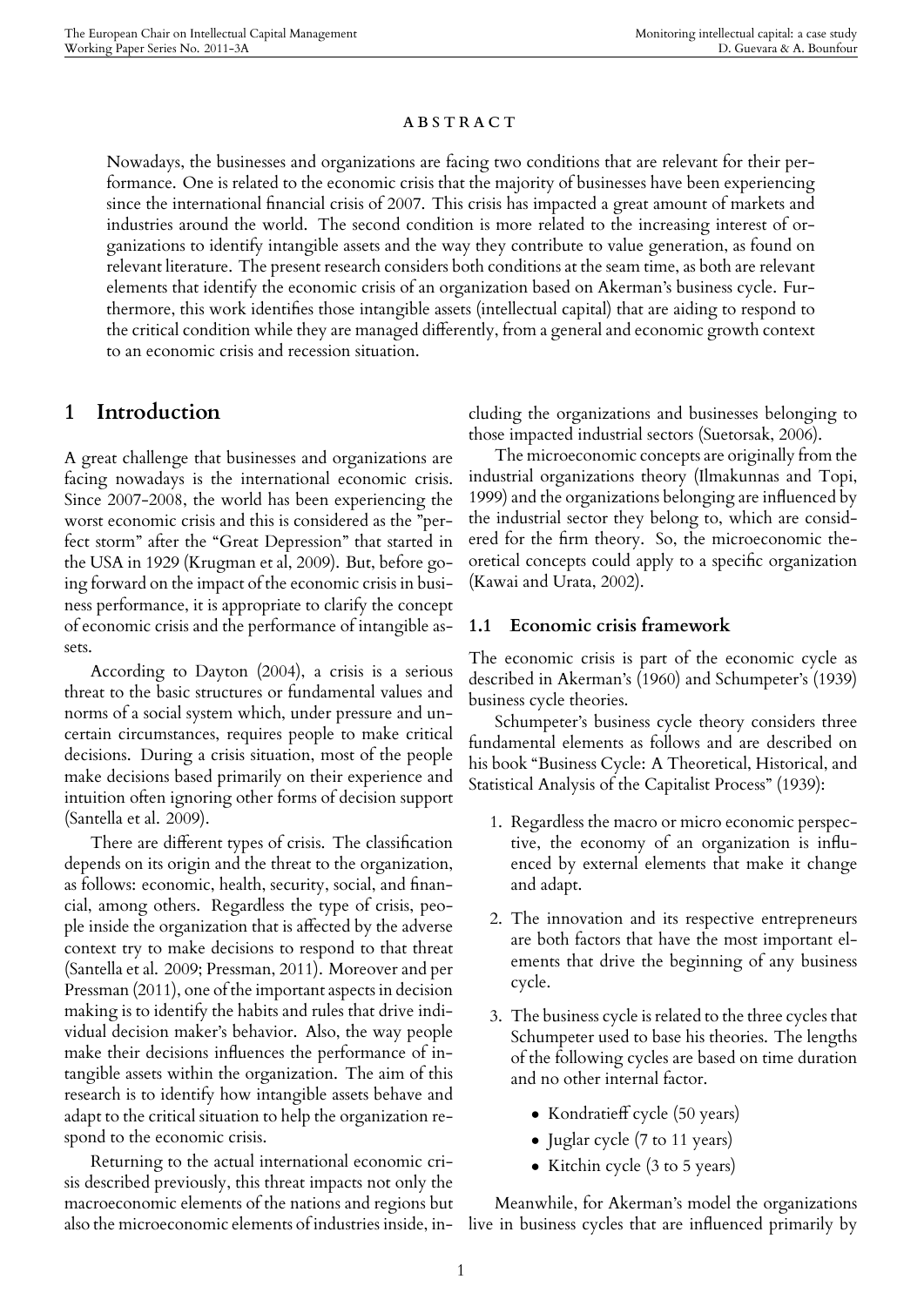**ABSTRACT**

Nowadays, the businesses and organizations are facing two conditions that are relevant for their performance. One is related to the economic crisis that the majority of businesses have been experiencing since the international financial crisis of 2007. This crisis has impacted a great amount of markets and industries around the world. The second condition is more related to the increasing interest of organizations to identify intangible assets and the way they contribute to value generation, as found on relevant literature. The present research considers both conditions at the seam time, as both are relevant elements that identify the economic crisis of an organization based on Akerman's business cycle. Furthermore, this work identifies those intangible assets (intellectual capital) that are aiding to respond to the critical condition while they are managed differently, from a general and economic growth context to an economic crisis and recession situation.

## 1 Introduction

A great challenge that businesses and organizations are facing nowadays is the international economic crisis. Since 2007-2008, the world has been experiencing the worst economic crisis and this is considered as the "perfect storm" after the "Great Depression" that started in the USA in 1929 (Krugman et al, 2009). But, before going forward on the impact of the economic crisis in business performance, it is appropriate to clarify the concept of economic crisis and the performance of intangible assets.

According to Dayton (2004), a crisis is a serious threat to the basic structures or fundamental values and norms of a social system which, under pressure and uncertain circumstances, requires people to make critical decisions. During a crisis situation, most of the people make decisions based primarily on their experience and intuition often ignoring other forms of decision support (Santella et al. 2009).

There are different types of crisis. The classification depends on its origin and the threat to the organization, as follows: economic, health, security, social, and financial, among others. Regardless the type of crisis, people inside the organization that is affected by the adverse context try to make decisions to respond to that threat (Santella et al. 2009; Pressman, 2011). Moreover and per Pressman (2011), one of the important aspects in decision making is to identify the habits and rules that drive individual decision maker's behavior. Also, the way people make their decisions influences the performance of intangible assets within the organization. The aim of this research is to identify how intangible assets behave and adapt to the critical situation to help the organization respond to the economic crisis.

Returning to the actual international economic crisis described previously, this threat impacts not only the macroeconomic elements of the nations and regions but also the microeconomic elements of industries inside, including the organizations and businesses belonging to those impacted industrial sectors (Suetorsak, 2006).

The microeconomic concepts are originally from the industrial organizations theory (Ilmakunnas and Topi, 1999) and the organizations belonging are influenced by the industrial sector they belong to, which are considered for the firm theory. So, the microeconomic theoretical concepts could apply to a specific organization (Kawai and Urata, 2002).

### 1.1 Economic crisis framework

The economic crisis is part of the economic cycle as described in Akerman's (1960) and Schumpeter's (1939) business cycle theories.

Schumpeter's business cycle theory considers three fundamental elements as follows and are described on his book "Business Cycle: A Theoretical, Historical, and Statistical Analysis of the Capitalist Process" (1939):

1. Regardless the macro or micro economic perspective, the economy of an organization is influenced by external elements that make it change and adapt.
2. The innovation and its respective entrepreneurs are both factors that have the most important elements that drive the beginning of any business cycle.
3. The business cycle is related to the three cycles that Schumpeter used to base his theories. The lengths of the following cycles are based on time duration and no other internal factor.
   - Kondratieff cycle (50 years)
   - Juglar cycle (7 to 11 years)
   - Kitchin cycle (3 to 5 years)

Meanwhile, for Akerman's model the organizations live in business cycles that are influenced primarily by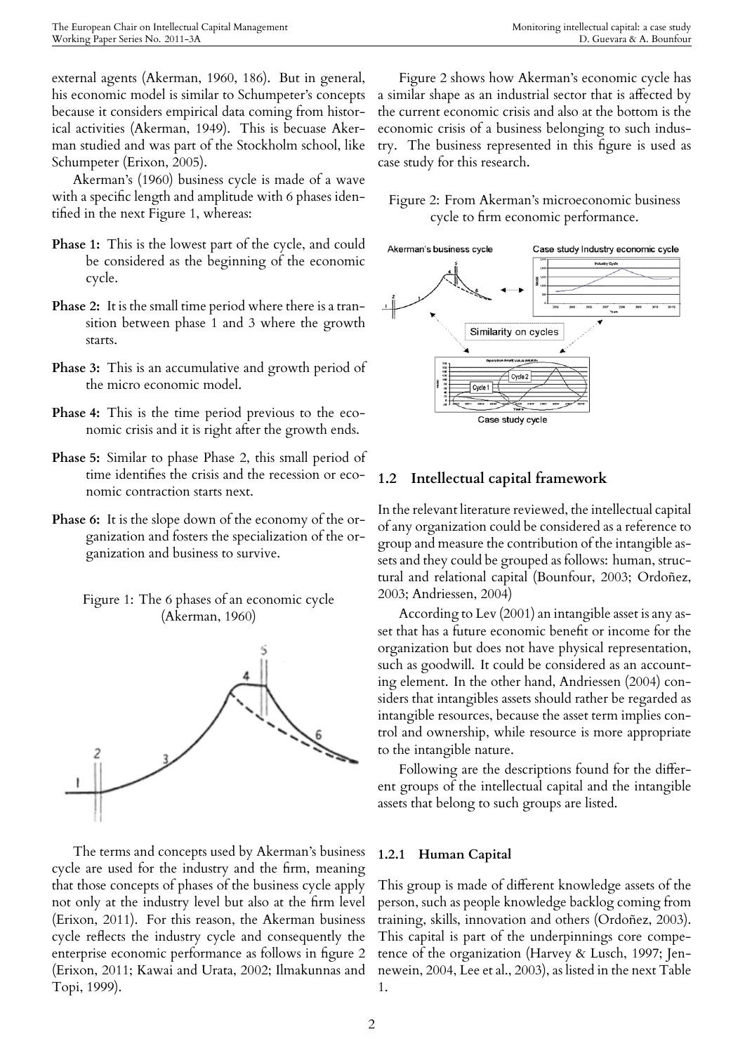external agents (Akerman, 1960, 186). But in general, his economic model is similar to Schumpeter's concepts because it considers empirical data coming from historical activities (Akerman, 1949). This is becuase Akerman studied and was part of the Stockholm school, like Schumpeter (Erixon, 2005).

Akerman's (1960) business cycle is made of a wave with a specific length and amplitude with 6 phases identified in the next Figure 1, whereas:

- **Phase 1:** This is the lowest part of the cycle, and could be considered as the beginning of the economic cycle.
- **Phase 2:** It is the small time period where there is a transition between phase 1 and 3 where the growth starts.
- **Phase 3:** This is an accumulative and growth period of the micro economic model.
- **Phase 4:** This is the time period previous to the economic crisis and it is right after the growth ends.
- **Phase 5:** Similar to phase Phase 2, this small period of time identifies the crisis and the recession or economic contraction starts next.
- **Phase 6:** It is the slope down of the economy of the organization and fosters the specialization of the organization and business to survive.

Figure 1: The 6 phases of an economic cycle (Akerman, 1960)

The terms and concepts used by Akerman's business cycle are used for the industry and the firm, meaning that those concepts of phases of the business cycle apply not only at the industry level but also at the firm level (Erixon, 2011). For this reason, the Akerman business cycle reflects the industry cycle and consequently the enterprise economic performance as follows in figure 2 (Erixon, 2011; Kawai and Urata, 2002; Ilmakunnas and Topi, 1999).

Figure 2 shows how Akerman's economic cycle has a similar shape as an industrial sector that is affected by the current economic crisis and also at the bottom is the economic crisis of a business belonging to such industry. The business represented in this figure is used as case study for this research.

Figure 2: From Akerman's microeconomic business cycle to firm economic performance.

## 1.2 Intellectual capital framework

In the relevant literature reviewed, the intellectual capital of any organization could be considered as a reference to group and measure the contribution of the intangible assets and they could be grouped as follows: human, structural and relational capital (Bounfour, 2003; Ordoñez, 2003; Andriessen, 2004)

According to Lev (2001) an intangible asset is any asset that has a future economic benefit or income for the organization but does not have physical representation, such as goodwill. It could be considered as an accounting element. In the other hand, Andriessen (2004) considers that intangibles assets should rather be regarded as intangible resources, because the asset term implies control and ownership, while resource is more appropriate to the intangible nature.

Following are the descriptions found for the different groups of the intellectual capital and the intangible assets that belong to such groups are listed.

### 1.2.1 Human Capital

This group is made of different knowledge assets of the person, such as people knowledge backlog coming from training, skills, innovation and others (Ordoñez, 2003). This capital is part of the underpinnings core competence of the organization (Harvey & Lusch, 1997; Jennewein, 2004, Lee et al., 2003), as listed in the next Table 1.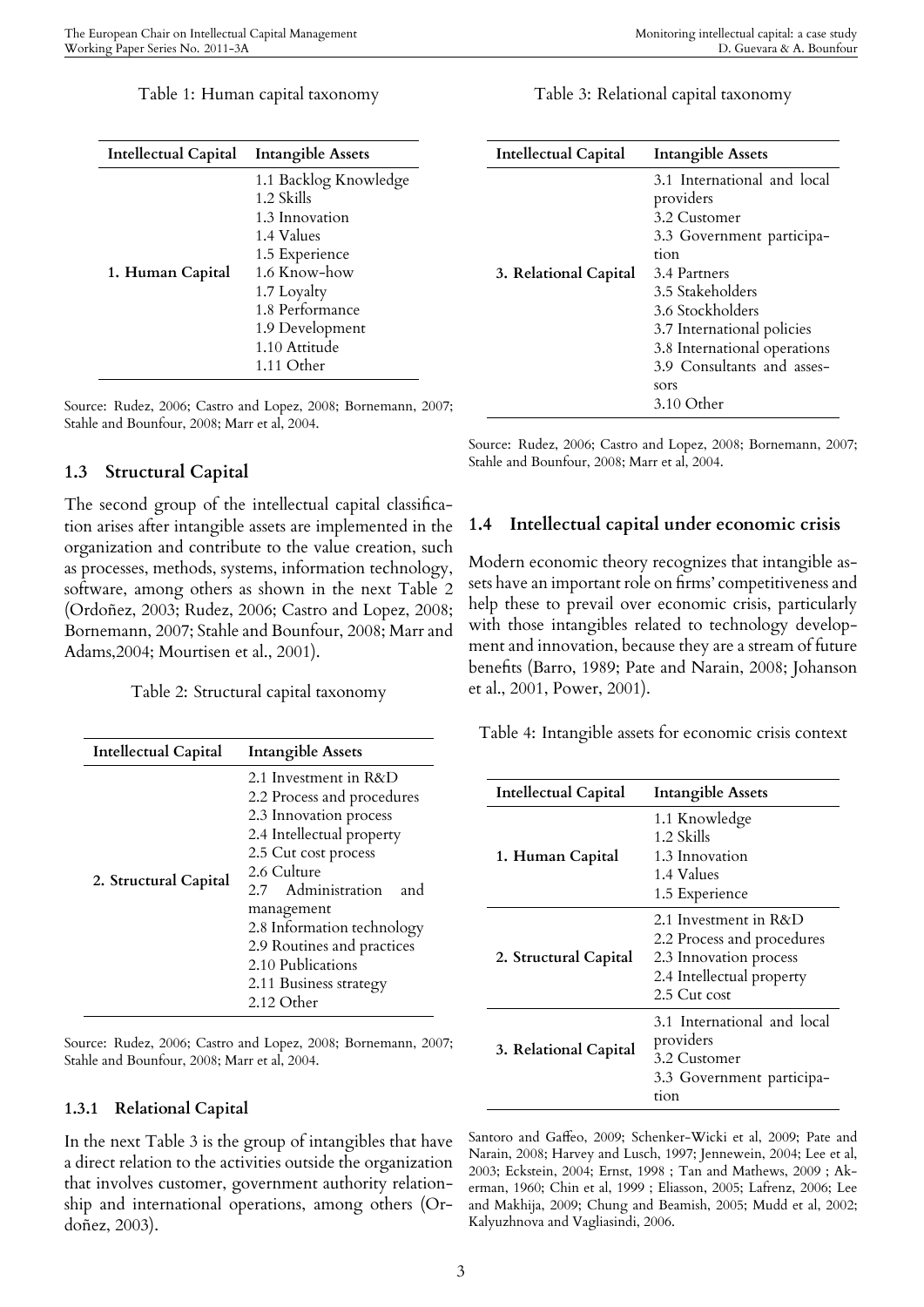Table 1: Human capital taxonomy

| Intellectual Capital | Intangible Assets |
|---|---|
| 1. Human Capital | 1.1 Backlog Knowledge<br>1.2 Skills<br>1.3 Innovation<br>1.4 Values<br>1.5 Experience<br>1.6 Know-how<br>1.7 Loyalty<br>1.8 Performance<br>1.9 Development<br>1.10 Attitude<br>1.11 Other |

Source: Rudez, 2006; Castro and Lopez, 2008; Bornemann, 2007; Stahle and Bounfour, 2008; Marr et al, 2004.

## 1.3 Structural Capital

The second group of the intellectual capital classification arises after intangible assets are implemented in the organization and contribute to the value creation, such as processes, methods, systems, information technology, software, among others as shown in the next Table 2 (Ordoñez, 2003; Rudez, 2006; Castro and Lopez, 2008; Bornemann, 2007; Stahle and Bounfour, 2008; Marr and Adams,2004; Mourtisen et al., 2001).

Table 2: Structural capital taxonomy

| Intellectual Capital | Intangible Assets |
|---|---|
| 2. Structural Capital | 2.1 Investment in R&D<br>2.2 Process and procedures<br>2.3 Innovation process<br>2.4 Intellectual property<br>2.5 Cut cost process<br>2.6 Culture<br>2.7 Administration and management<br>2.8 Information technology<br>2.9 Routines and practices<br>2.10 Publications<br>2.11 Business strategy<br>2.12 Other |

Source: Rudez, 2006; Castro and Lopez, 2008; Bornemann, 2007; Stahle and Bounfour, 2008; Marr et al, 2004.

### 1.3.1 Relational Capital

In the next Table 3 is the group of intangibles that have a direct relation to the activities outside the organization that involves customer, government authority relationship and international operations, among others (Ordoñez, 2003).

Table 3: Relational capital taxonomy

| Intellectual Capital | Intangible Assets |
|---|---|
| 3. Relational Capital | 3.1 International and local providers<br>3.2 Customer<br>3.3 Government participation<br>3.4 Partners<br>3.5 Stakeholders<br>3.6 Stockholders<br>3.7 International policies<br>3.8 International operations<br>3.9 Consultants and assessors<br>3.10 Other |

Source: Rudez, 2006; Castro and Lopez, 2008; Bornemann, 2007; Stahle and Bounfour, 2008; Marr et al, 2004.

## 1.4 Intellectual capital under economic crisis

Modern economic theory recognizes that intangible assets have an important role on firms' competitiveness and help these to prevail over economic crisis, particularly with those intangibles related to technology development and innovation, because they are a stream of future benefits (Barro, 1989; Pate and Narain, 2008; Johanson et al., 2001, Power, 2001).

Table 4: Intangible assets for economic crisis context

| Intellectual Capital | Intangible Assets |
|---|---|
| 1. Human Capital | 1.1 Knowledge<br>1.2 Skills<br>1.3 Innovation<br>1.4 Values<br>1.5 Experience |
| 2. Structural Capital | 2.1 Investment in R&D<br>2.2 Process and procedures<br>2.3 Innovation process<br>2.4 Intellectual property<br>2.5 Cut cost |
| 3. Relational Capital | 3.1 International and local providers<br>3.2 Customer<br>3.3 Government participation |

Santoro and Gaffeo, 2009; Schenker-Wicki et al, 2009; Pate and Narain, 2008; Harvey and Lusch, 1997; Jennewein, 2004; Lee et al, 2003; Eckstein, 2004; Ernst, 1998 ; Tan and Mathews, 2009 ; Akerman, 1960; Chin et al, 1999 ; Eliasson, 2005; Lafrenz, 2006; Lee and Makhija, 2009; Chung and Beamish, 2005; Mudd et al, 2002; Kalyuzhnova and Vagliasindi, 2006.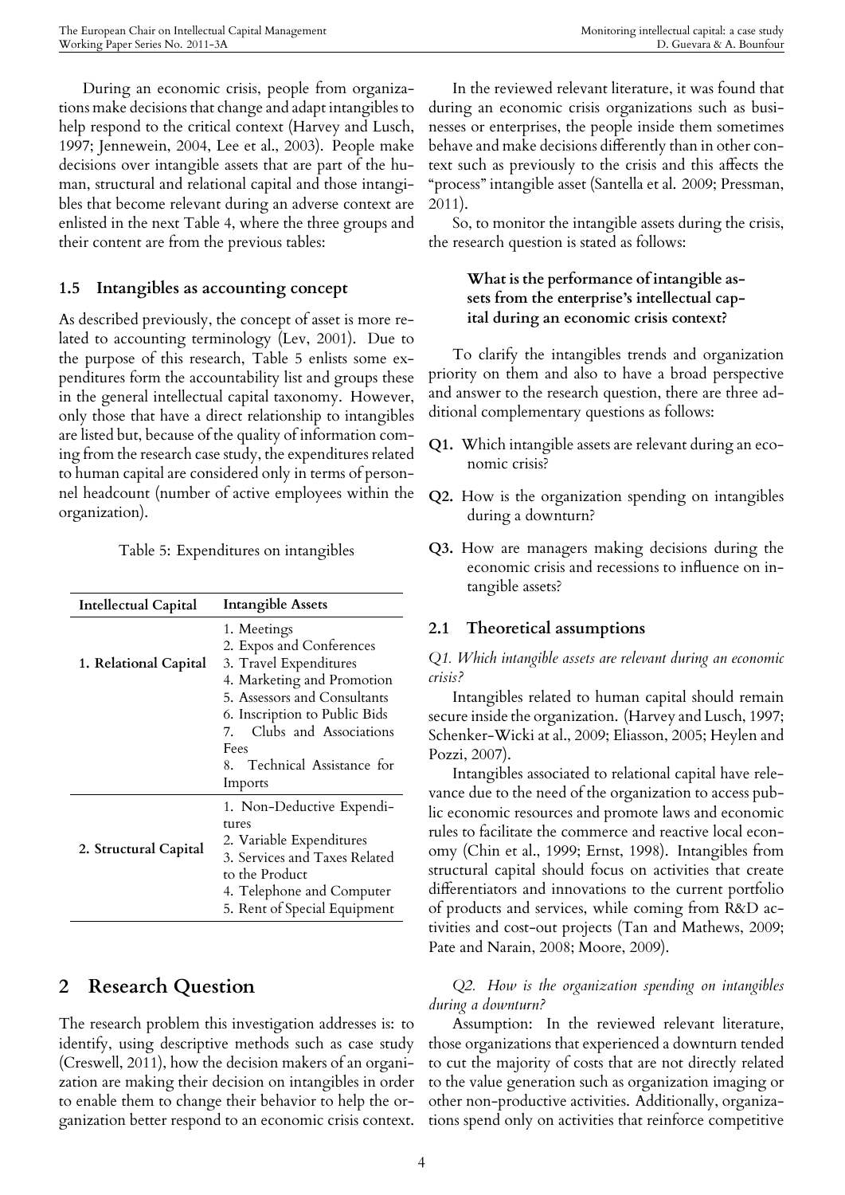During an economic crisis, people from organizations make decisions that change and adapt intangibles to help respond to the critical context (Harvey and Lusch, 1997; Jennewein, 2004, Lee et al., 2003). People make decisions over intangible assets that are part of the human, structural and relational capital and those intangibles that become relevant during an adverse context are enlisted in the next Table 4, where the three groups and their content are from the previous tables:

### 1.5 Intangibles as accounting concept

As described previously, the concept of asset is more related to accounting terminology (Lev, 2001). Due to the purpose of this research, Table 5 enlists some expenditures form the accountability list and groups these in the general intellectual capital taxonomy. However, only those that have a direct relationship to intangibles are listed but, because of the quality of information coming from the research case study, the expenditures related to human capital are considered only in terms of personnel headcount (number of active employees within the organization).

Table 5: Expenditures on intangibles

| Intellectual Capital | Intangible Assets |
|---|---|
| **1. Relational Capital** | 1. Meetings<br>2. Expos and Conferences<br>3. Travel Expenditures<br>4. Marketing and Promotion<br>5. Assessors and Consultants<br>6. Inscription to Public Bids<br>7. Clubs and Associations Fees<br>8. Technical Assistance for Imports |
| **2. Structural Capital** | 1. Non-Deductive Expenditures<br>2. Variable Expenditures<br>3. Services and Taxes Related to the Product<br>4. Telephone and Computer<br>5. Rent of Special Equipment |

## 2 Research Question

The research problem this investigation addresses is: to identify, using descriptive methods such as case study (Creswell, 2011), how the decision makers of an organization are making their decision on intangibles in order to enable them to change their behavior to help the organization better respond to an economic crisis context.

In the reviewed relevant literature, it was found that during an economic crisis organizations such as businesses or enterprises, the people inside them sometimes behave and make decisions differently than in other context such as previously to the crisis and this affects the "process" intangible asset (Santella et al. 2009; Pressman, 2011).

So, to monitor the intangible assets during the crisis, the research question is stated as follows:

> **What is the performance of intangible assets from the enterprise's intellectual capital during an economic crisis context?**

To clarify the intangibles trends and organization priority on them and also to have a broad perspective and answer to the research question, there are three additional complementary questions as follows:

**Q1.** Which intangible assets are relevant during an economic crisis?

**Q2.** How is the organization spending on intangibles during a downturn?

**Q3.** How are managers making decisions during the economic crisis and recessions to influence on intangible assets?

### 2.1 Theoretical assumptions

*Q1. Which intangible assets are relevant during an economic crisis?*

Intangibles related to human capital should remain secure inside the organization. (Harvey and Lusch, 1997; Schenker-Wicki at al., 2009; Eliasson, 2005; Heylen and Pozzi, 2007).

Intangibles associated to relational capital have relevance due to the need of the organization to access public economic resources and promote laws and economic rules to facilitate the commerce and reactive local economy (Chin et al., 1999; Ernst, 1998). Intangibles from structural capital should focus on activities that create differentiators and innovations to the current portfolio of products and services, while coming from R&D activities and cost-out projects (Tan and Mathews, 2009; Pate and Narain, 2008; Moore, 2009).

*Q2. How is the organization spending on intangibles during a downturn?*

Assumption: In the reviewed relevant literature, those organizations that experienced a downturn tended to cut the majority of costs that are not directly related to the value generation such as organization imaging or other non-productive activities. Additionally, organizations spend only on activities that reinforce competitive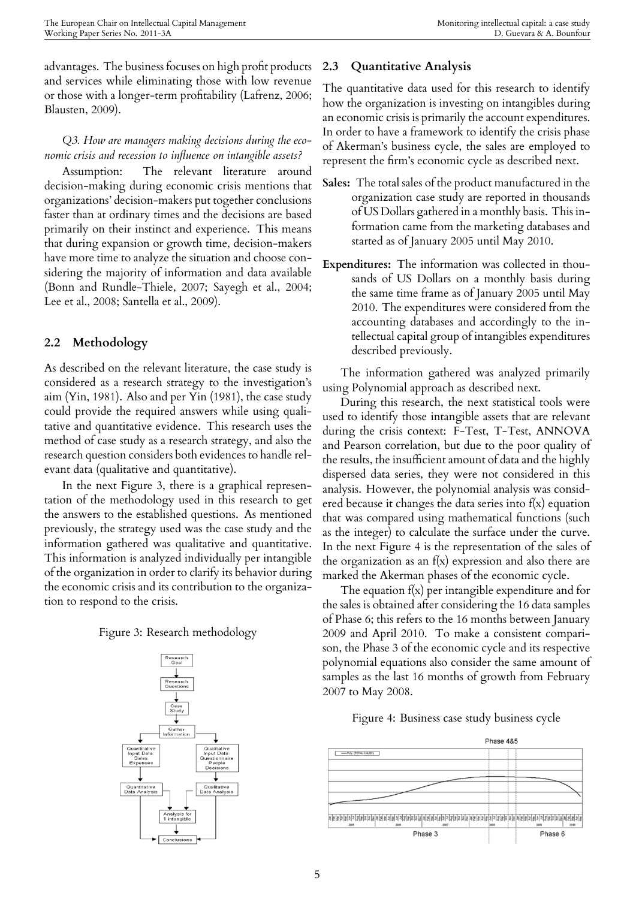advantages. The business focuses on high profit products and services while eliminating those with low revenue or those with a longer-term profitability (Lafrenz, 2006; Blausten, 2009).

*Q3. How are managers making decisions during the economic crisis and recession to influence on intangible assets?*

Assumption: The relevant literature around decision-making during economic crisis mentions that organizations' decision-makers put together conclusions faster than at ordinary times and the decisions are based primarily on their instinct and experience. This means that during expansion or growth time, decision-makers have more time to analyze the situation and choose considering the majority of information and data available (Bonn and Rundle-Thiele, 2007; Sayegh et al., 2004; Lee et al., 2008; Santella et al., 2009).

## 2.2 Methodology

As described on the relevant literature, the case study is considered as a research strategy to the investigation's aim (Yin, 1981). Also and per Yin (1981), the case study could provide the required answers while using qualitative and quantitative evidence. This research uses the method of case study as a research strategy, and also the research question considers both evidences to handle relevant data (qualitative and quantitative).

In the next Figure 3, there is a graphical representation of the methodology used in this research to get the answers to the established questions. As mentioned previously, the strategy used was the case study and the information gathered was qualitative and quantitative. This information is analyzed individually per intangible of the organization in order to clarify its behavior during the economic crisis and its contribution to the organization to respond to the crisis.

Figure 3: Research methodology

## 2.3 Quantitative Analysis

The quantitative data used for this research to identify how the organization is investing on intangibles during an economic crisis is primarily the account expenditures. In order to have a framework to identify the crisis phase of Akerman's business cycle, the sales are employed to represent the firm's economic cycle as described next.

**Sales:** The total sales of the product manufactured in the organization case study are reported in thousands of US Dollars gathered in a monthly basis. This information came from the marketing databases and started as of January 2005 until May 2010.

**Expenditures:** The information was collected in thousands of US Dollars on a monthly basis during the same time frame as of January 2005 until May 2010. The expenditures were considered from the accounting databases and accordingly to the intellectual capital group of intangibles expenditures described previously.

The information gathered was analyzed primarily using Polynomial approach as described next.

During this research, the next statistical tools were used to identify those intangible assets that are relevant during the crisis context: F-Test, T-Test, ANNOVA and Pearson correlation, but due to the poor quality of the results, the insufficient amount of data and the highly dispersed data series, they were not considered in this analysis. However, the polynomial analysis was considered because it changes the data series into f(x) equation that was compared using mathematical functions (such as the integer) to calculate the surface under the curve. In the next Figure 4 is the representation of the sales of the organization as an f(x) expression and also there are marked the Akerman phases of the economic cycle.

The equation f(x) per intangible expenditure and for the sales is obtained after considering the 16 data samples of Phase 6; this refers to the 16 months between January 2009 and April 2010. To make a consistent comparison, the Phase 3 of the economic cycle and its respective polynomial equations also consider the same amount of samples as the last 16 months of growth from February 2007 to May 2008.

Figure 4: Business case study business cycle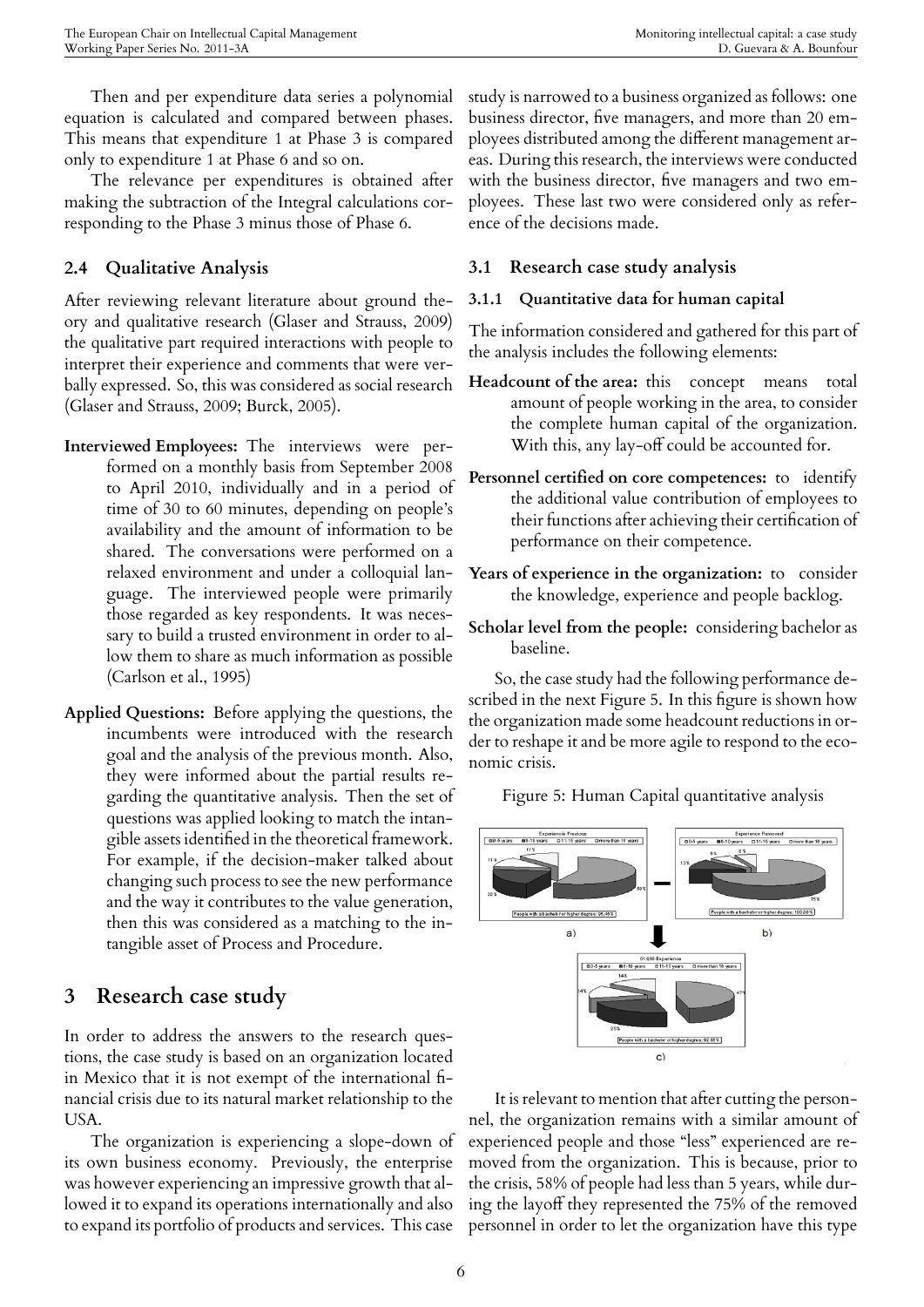Then and per expenditure data series a polynomial equation is calculated and compared between phases. This means that expenditure 1 at Phase 3 is compared only to expenditure 1 at Phase 6 and so on.

The relevance per expenditures is obtained after making the subtraction of the Integral calculations corresponding to the Phase 3 minus those of Phase 6.

### 2.4 Qualitative Analysis

After reviewing relevant literature about ground theory and qualitative research (Glaser and Strauss, 2009) the qualitative part required interactions with people to interpret their experience and comments that were verbally expressed. So, this was considered as social research (Glaser and Strauss, 2009; Burck, 2005).

**Interviewed Employees:** The interviews were performed on a monthly basis from September 2008 to April 2010, individually and in a period of time of 30 to 60 minutes, depending on people's availability and the amount of information to be shared. The conversations were performed on a relaxed environment and under a colloquial language. The interviewed people were primarily those regarded as key respondents. It was necessary to build a trusted environment in order to allow them to share as much information as possible (Carlson et al., 1995)

**Applied Questions:** Before applying the questions, the incumbents were introduced with the research goal and the analysis of the previous month. Also, they were informed about the partial results regarding the quantitative analysis. Then the set of questions was applied looking to match the intangible assets identified in the theoretical framework. For example, if the decision-maker talked about changing such process to see the new performance and the way it contributes to the value generation, then this was considered as a matching to the intangible asset of Process and Procedure.

## 3 Research case study

In order to address the answers to the research questions, the case study is based on an organization located in Mexico that it is not exempt of the international financial crisis due to its natural market relationship to the USA.

The organization is experiencing a slope-down of its own business economy. Previously, the enterprise was however experiencing an impressive growth that allowed it to expand its operations internationally and also to expand its portfolio of products and services. This case study is narrowed to a business organized as follows: one business director, five managers, and more than 20 employees distributed among the different management areas. During this research, the interviews were conducted with the business director, five managers and two employees. These last two were considered only as reference of the decisions made.

### 3.1 Research case study analysis

#### 3.1.1 Quantitative data for human capital

The information considered and gathered for this part of the analysis includes the following elements:

**Headcount of the area:** this concept means total amount of people working in the area, to consider the complete human capital of the organization. With this, any lay-off could be accounted for.

**Personnel certified on core competences:** to identify the additional value contribution of employees to their functions after achieving their certification of performance on their competence.

**Years of experience in the organization:** to consider the knowledge, experience and people backlog.

**Scholar level from the people:** considering bachelor as baseline.

So, the case study had the following performance described in the next Figure 5. In this figure is shown how the organization made some headcount reductions in order to reshape it and be more agile to respond to the economic crisis.

Figure 5: Human Capital quantitative analysis

It is relevant to mention that after cutting the personnel, the organization remains with a similar amount of experienced people and those "less" experienced are removed from the organization. This is because, prior to the crisis, 58% of people had less than 5 years, while during the layoff they represented the 75% of the removed personnel in order to let the organization have this type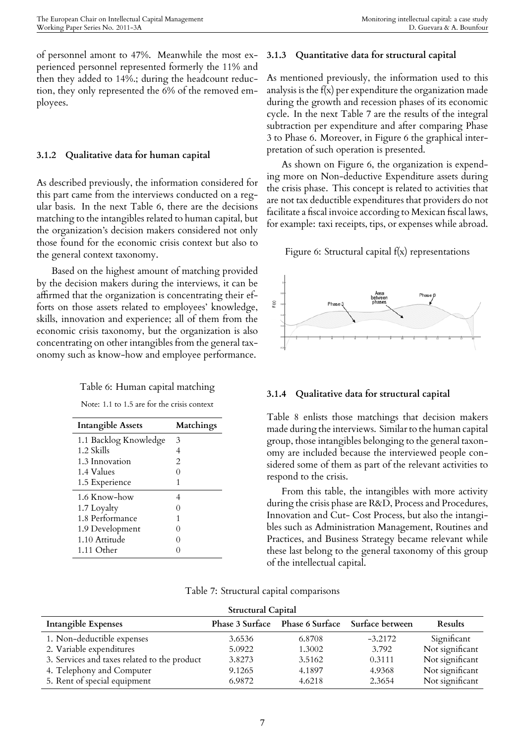of personnel amont to 47%. Meanwhile the most experienced personnel represented formerly the 11% and then they added to 14%.; during the headcount reduction, they only represented the 6% of the removed employees.

### 3.1.2 Qualitative data for human capital

As described previously, the information considered for this part came from the interviews conducted on a regular basis. In the next Table 6, there are the decisions matching to the intangibles related to human capital, but the organization's decision makers considered not only those found for the economic crisis context but also to the general context taxonomy.

Based on the highest amount of matching provided by the decision makers during the interviews, it can be affirmed that the organization is concentrating their efforts on those assets related to employees' knowledge, skills, innovation and experience; all of them from the economic crisis taxonomy, but the organization is also concentrating on other intangibles from the general taxonomy such as know-how and employee performance.

Table 6: Human capital matching

Note: 1.1 to 1.5 are for the crisis context

| Intangible Assets | Matchings |
|---|---|
| 1.1 Backlog Knowledge | 3 |
| 1.2 Skills | 4 |
| 1.3 Innovation | 2 |
| 1.4 Values | 0 |
| 1.5 Experience | 1 |
| 1.6 Know-how | 4 |
| 1.7 Loyalty | 0 |
| 1.8 Performance | 1 |
| 1.9 Development | 0 |
| 1.10 Attitude | 0 |
| 1.11 Other | 0 |

### 3.1.3 Quantitative data for structural capital

As mentioned previously, the information used to this analysis is the f(x) per expenditure the organization made during the growth and recession phases of its economic cycle. In the next Table 7 are the results of the integral subtraction per expenditure and after comparing Phase 3 to Phase 6. Moreover, in Figure 6 the graphical interpretation of such operation is presented.

As shown on Figure 6, the organization is expending more on Non-deductive Expenditure assets during the crisis phase. This concept is related to activities that are not tax deductible expenditures that providers do not facilitate a fiscal invoice according to Mexican fiscal laws, for example: taxi receipts, tips, or expenses while abroad.

Figure 6: Structural capital f(x) representations

### 3.1.4 Qualitative data for structural capital

Table 8 enlists those matchings that decision makers made during the interviews. Similar to the human capital group, those intangibles belonging to the general taxonomy are included because the interviewed people considered some of them as part of the relevant activities to respond to the crisis.

From this table, the intangibles with more activity during the crisis phase are R&D, Process and Procedures, Innovation and Cut- Cost Process, but also the intangibles such as Administration Management, Routines and Practices, and Business Strategy became relevant while these last belong to the general taxonomy of this group of the intellectual capital.

Table 7: Structural capital comparisons

| Structural Capital | | | | |
|---|---|---|---|---|
| **Intangible Expenses** | **Phase 3 Surface** | **Phase 6 Surface** | **Surface between** | **Results** |
| 1. Non-deductible expenses | 3.6536 | 6.8708 | -3.2172 | Significant |
| 2. Variable expenditures | 5.0922 | 1.3002 | 3.792 | Not significant |
| 3. Services and taxes related to the product | 3.8273 | 3.5162 | 0.3111 | Not significant |
| 4. Telephony and Computer | 9.1265 | 4.1897 | 4.9368 | Not significant |
| 5. Rent of special equipment | 6.9872 | 4.6218 | 2.3654 | Not significant |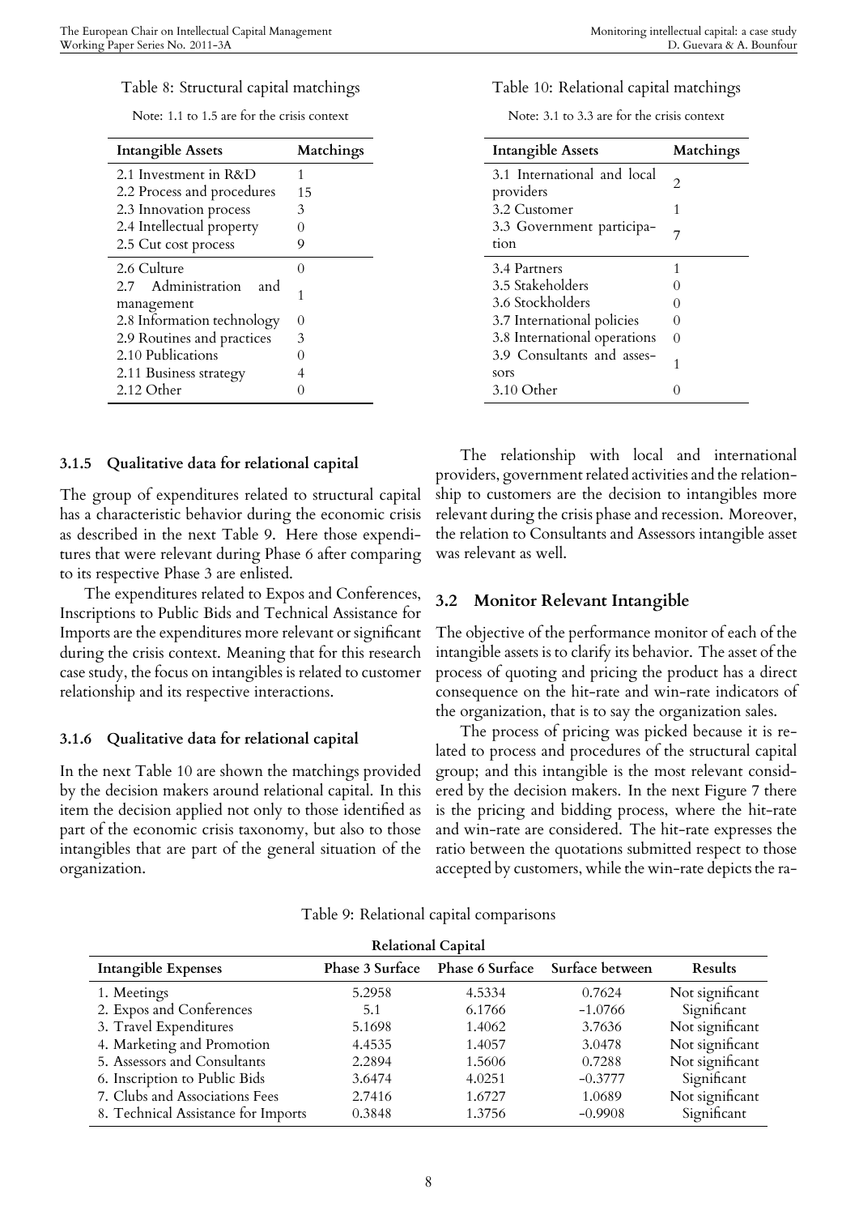Table 8: Structural capital matchings

Note: 1.1 to 1.5 are for the crisis context

| Intangible Assets | Matchings |
|---|---|
| 2.1 Investment in R&D | 1 |
| 2.2 Process and procedures | 15 |
| 2.3 Innovation process | 3 |
| 2.4 Intellectual property | 0 |
| 2.5 Cut cost process | 9 |
| 2.6 Culture | 0 |
| 2.7 Administration and management | 1 |
| 2.8 Information technology | 0 |
| 2.9 Routines and practices | 3 |
| 2.10 Publications | 0 |
| 2.11 Business strategy | 4 |
| 2.12 Other | 0 |

Table 10: Relational capital matchings

Note: 3.1 to 3.3 are for the crisis context

| Intangible Assets | Matchings |
|---|---|
| 3.1 International and local providers | 2 |
| 3.2 Customer | 1 |
| 3.3 Government participation | 7 |
| 3.4 Partners | 1 |
| 3.5 Stakeholders | 0 |
| 3.6 Stockholders | 0 |
| 3.7 International policies | 0 |
| 3.8 International operations | 0 |
| 3.9 Consultants and assessors | 1 |
| 3.10 Other | 0 |

### 3.1.5 Qualitative data for relational capital

The group of expenditures related to structural capital has a characteristic behavior during the economic crisis as described in the next Table 9. Here those expenditures that were relevant during Phase 6 after comparing to its respective Phase 3 are enlisted.

The expenditures related to Expos and Conferences, Inscriptions to Public Bids and Technical Assistance for Imports are the expenditures more relevant or significant during the crisis context. Meaning that for this research case study, the focus on intangibles is related to customer relationship and its respective interactions.

### 3.1.6 Qualitative data for relational capital

In the next Table 10 are shown the matchings provided by the decision makers around relational capital. In this item the decision applied not only to those identified as part of the economic crisis taxonomy, but also to those intangibles that are part of the general situation of the organization.

The relationship with local and international providers, government related activities and the relationship to customers are the decision to intangibles more relevant during the crisis phase and recession. Moreover, the relation to Consultants and Assessors intangible asset was relevant as well.

## 3.2 Monitor Relevant Intangible

The objective of the performance monitor of each of the intangible assets is to clarify its behavior. The asset of the process of quoting and pricing the product has a direct consequence on the hit-rate and win-rate indicators of the organization, that is to say the organization sales.

The process of pricing was picked because it is related to process and procedures of the structural capital group; and this intangible is the most relevant considered by the decision makers. In the next Figure 7 there is the pricing and bidding process, where the hit-rate and win-rate are considered. The hit-rate expresses the ratio between the quotations submitted respect to those accepted by customers, while the win-rate depicts the ra-

Table 9: Relational capital comparisons

| Relational Capital | | | | |
|---|---|---|---|---|
| Intangible Expenses | Phase 3 Surface | Phase 6 Surface | Surface between | Results |
| 1. Meetings | 5.2958 | 4.5334 | 0.7624 | Not significant |
| 2. Expos and Conferences | 5.1 | 6.1766 | −1.0766 | Significant |
| 3. Travel Expenditures | 5.1698 | 1.4062 | 3.7636 | Not significant |
| 4. Marketing and Promotion | 4.4535 | 1.4057 | 3.0478 | Not significant |
| 5. Assessors and Consultants | 2.2894 | 1.5606 | 0.7288 | Not significant |
| 6. Inscription to Public Bids | 3.6474 | 4.0251 | −0.3777 | Significant |
| 7. Clubs and Associations Fees | 2.7416 | 1.6727 | 1.0689 | Not significant |
| 8. Technical Assistance for Imports | 0.3848 | 1.3756 | −0.9908 | Significant |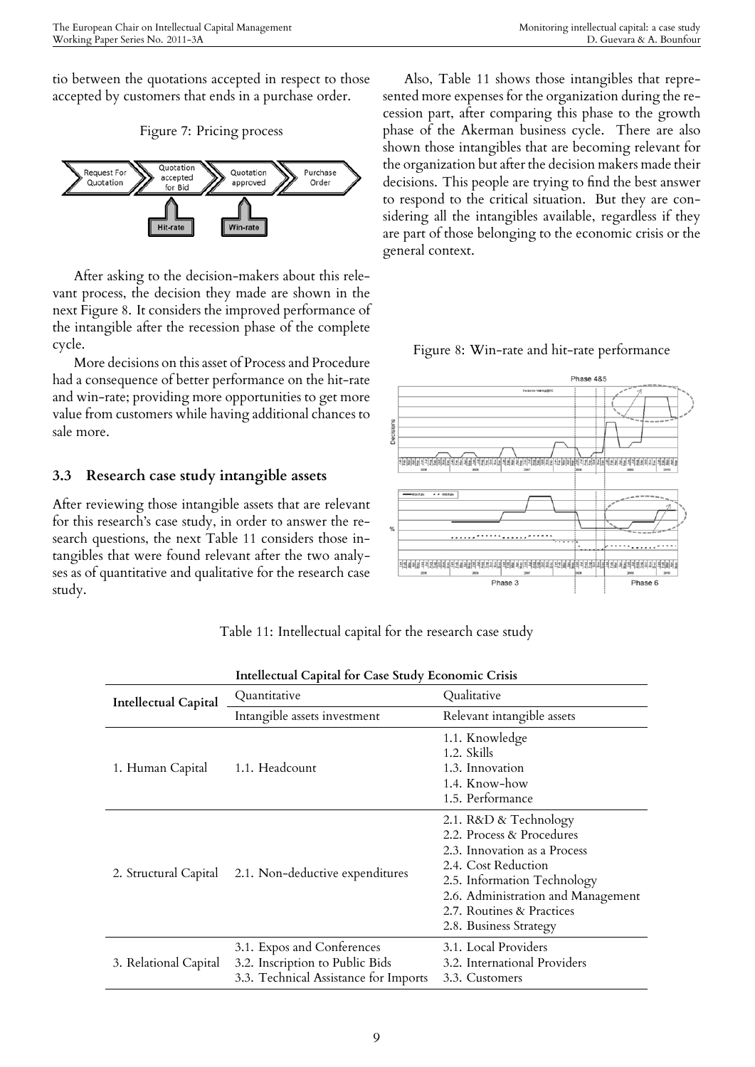tio between the quotations accepted in respect to those accepted by customers that ends in a purchase order.

Figure 7: Pricing process

After asking to the decision-makers about this relevant process, the decision they made are shown in the next Figure 8. It considers the improved performance of the intangible after the recession phase of the complete cycle.

More decisions on this asset of Process and Procedure had a consequence of better performance on the hit-rate and win-rate; providing more opportunities to get more value from customers while having additional chances to sale more.

### 3.3 Research case study intangible assets

After reviewing those intangible assets that are relevant for this research's case study, in order to answer the research questions, the next Table 11 considers those intangibles that were found relevant after the two analyses as of quantitative and qualitative for the research case study.

Also, Table 11 shows those intangibles that represented more expenses for the organization during the recession part, after comparing this phase to the growth phase of the Akerman business cycle. There are also shown those intangibles that are becoming relevant for the organization but after the decision makers made their decisions. This people are trying to find the best answer to respond to the critical situation. But they are considering all the intangibles available, regardless if they are part of those belonging to the economic crisis or the general context.

Figure 8: Win-rate and hit-rate performance

Table 11: Intellectual capital for the research case study

| Intellectual Capital | Intellectual Capital for Case Study Economic Crisis | |
|---|---|---|
| | Quantitative | Qualitative |
| | Intangible assets investment | Relevant intangible assets |
| 1. Human Capital | 1.1. Headcount | 1.1. Knowledge<br>1.2. Skills<br>1.3. Innovation<br>1.4. Know-how<br>1.5. Performance |
| 2. Structural Capital | 2.1. Non-deductive expenditures | 2.1. R&D & Technology<br>2.2. Process & Procedures<br>2.3. Innovation as a Process<br>2.4. Cost Reduction<br>2.5. Information Technology<br>2.6. Administration and Management<br>2.7. Routines & Practices<br>2.8. Business Strategy |
| 3. Relational Capital | 3.1. Expos and Conferences<br>3.2. Inscription to Public Bids<br>3.3. Technical Assistance for Imports | 3.1. Local Providers<br>3.2. International Providers<br>3.3. Customers |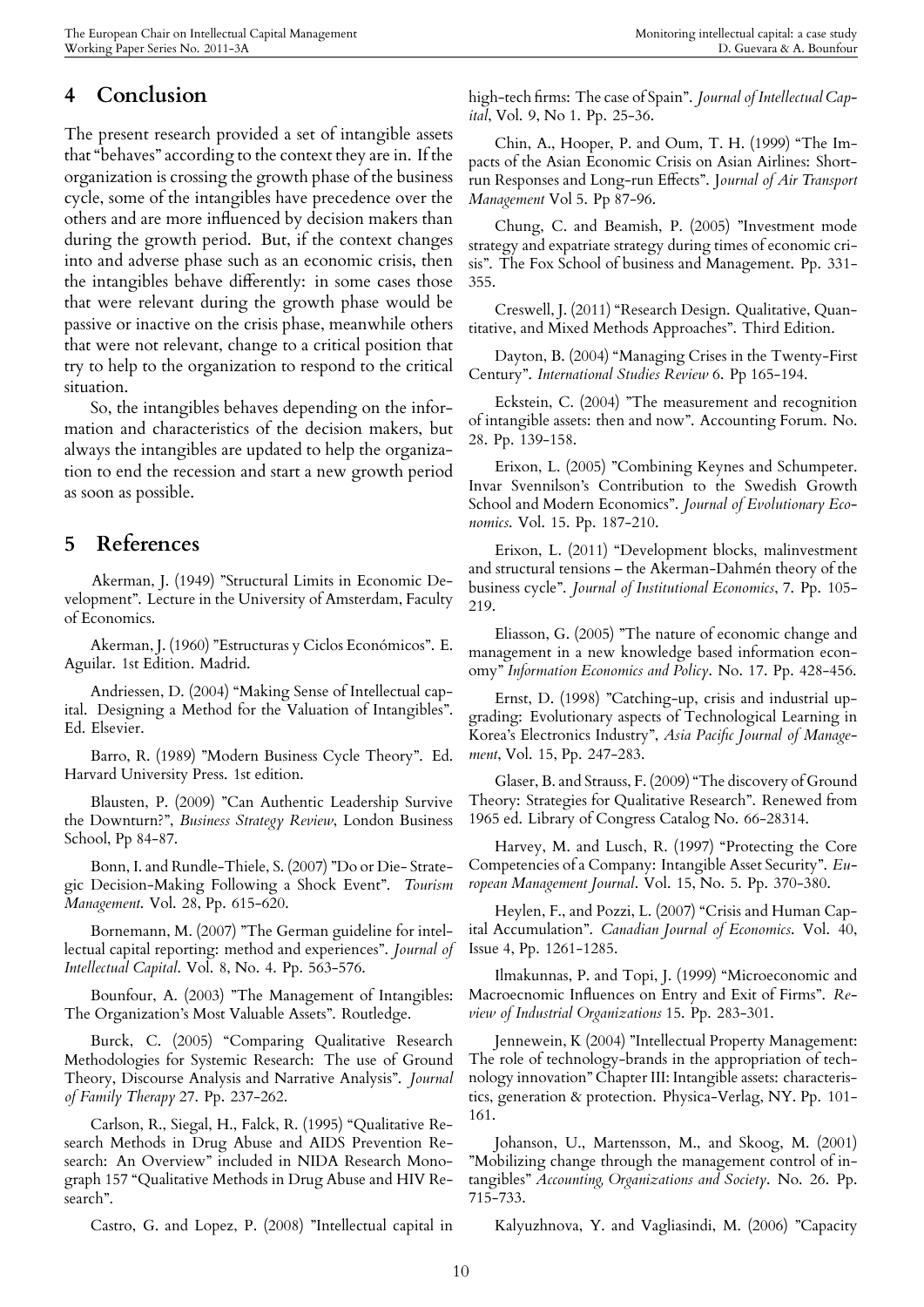## 4 Conclusion

The present research provided a set of intangible assets that "behaves" according to the context they are in. If the organization is crossing the growth phase of the business cycle, some of the intangibles have precedence over the others and are more influenced by decision makers than during the growth period. But, if the context changes into and adverse phase such as an economic crisis, then the intangibles behave differently: in some cases those that were relevant during the growth phase would be passive or inactive on the crisis phase, meanwhile others that were not relevant, change to a critical position that try to help to the organization to respond to the critical situation.

So, the intangibles behaves depending on the information and characteristics of the decision makers, but always the intangibles are updated to help the organization to end the recession and start a new growth period as soon as possible.

## 5 References

Akerman, J. (1949) "Structural Limits in Economic Development". Lecture in the University of Amsterdam, Faculty of Economics.

Akerman, J. (1960) "Estructuras y Ciclos Económicos". E. Aguilar. 1st Edition. Madrid.

Andriessen, D. (2004) "Making Sense of Intellectual capital. Designing a Method for the Valuation of Intangibles". Ed. Elsevier.

Barro, R. (1989) "Modern Business Cycle Theory". Ed. Harvard University Press. 1st edition.

Blausten, P. (2009) "Can Authentic Leadership Survive the Downturn?", *Business Strategy Review*, London Business School, Pp 84-87.

Bonn, I. and Rundle-Thiele, S. (2007) "Do or Die- Strategic Decision-Making Following a Shock Event". *Tourism Management*. Vol. 28, Pp. 615-620.

Bornemann, M. (2007) "The German guideline for intellectual capital reporting: method and experiences". *Journal of Intellectual Capital*. Vol. 8, No. 4. Pp. 563-576.

Bounfour, A. (2003) "The Management of Intangibles: The Organization's Most Valuable Assets". Routledge.

Burck, C. (2005) "Comparing Qualitative Research Methodologies for Systemic Research: The use of Ground Theory, Discourse Analysis and Narrative Analysis". *Journal of Family Therapy* 27. Pp. 237-262.

Carlson, R., Siegal, H., Falck, R. (1995) "Qualitative Research Methods in Drug Abuse and AIDS Prevention Research: An Overview" included in NIDA Research Monograph 157 "Qualitative Methods in Drug Abuse and HIV Research".

Castro, G. and Lopez, P. (2008) "Intellectual capital in high-tech firms: The case of Spain". *Journal of Intellectual Capital*, Vol. 9, No 1. Pp. 25-36.

Chin, A., Hooper, P. and Oum, T. H. (1999) "The Impacts of the Asian Economic Crisis on Asian Airlines: Short-run Responses and Long-run Effects". *Journal of Air Transport Management* Vol 5. Pp 87-96.

Chung, C. and Beamish, P. (2005) "Investment mode strategy and expatriate strategy during times of economic crisis". The Fox School of business and Management. Pp. 331-355.

Creswell, J. (2011) "Research Design. Qualitative, Quantitative, and Mixed Methods Approaches". Third Edition.

Dayton, B. (2004) "Managing Crises in the Twenty-First Century". *International Studies Review* 6. Pp 165-194.

Eckstein, C. (2004) "The measurement and recognition of intangible assets: then and now". Accounting Forum. No. 28. Pp. 139-158.

Erixon, L. (2005) "Combining Keynes and Schumpeter. Invar Svennilson's Contribution to the Swedish Growth School and Modern Economics". *Journal of Evolutionary Economics*. Vol. 15. Pp. 187-210.

Erixon, L. (2011) "Development blocks, malinvestment and structural tensions – the Akerman-Dahmén theory of the business cycle". *Journal of Institutional Economics*, 7. Pp. 105-219.

Eliasson, G. (2005) "The nature of economic change and management in a new knowledge based information economy" *Information Economics and Policy*. No. 17. Pp. 428-456.

Ernst, D. (1998) "Catching-up, crisis and industrial upgrading: Evolutionary aspects of Technological Learning in Korea's Electronics Industry", *Asia Pacific Journal of Management*, Vol. 15, Pp. 247-283.

Glaser, B. and Strauss, F. (2009) "The discovery of Ground Theory: Strategies for Qualitative Research". Renewed from 1965 ed. Library of Congress Catalog No. 66-28314.

Harvey, M. and Lusch, R. (1997) "Protecting the Core Competencies of a Company: Intangible Asset Security". *European Management Journal*. Vol. 15, No. 5. Pp. 370-380.

Heylen, F., and Pozzi, L. (2007) "Crisis and Human Capital Accumulation". *Canadian Journal of Economics*. Vol. 40, Issue 4, Pp. 1261-1285.

Ilmakunnas, P. and Topi, J. (1999) "Microeconomic and Macroecnomic Influences on Entry and Exit of Firms". *Review of Industrial Organizations* 15. Pp. 283-301.

Jennewein, K (2004) "Intellectual Property Management: The role of technology-brands in the appropriation of technology innovation" Chapter III: Intangible assets: characteristics, generation & protection. Physica-Verlag, NY. Pp. 101-161.

Johanson, U., Martensson, M., and Skoog, M. (2001) "Mobilizing change through the management control of intangibles" *Accounting, Organizations and Society*. No. 26. Pp. 715-733.

Kalyuzhnova, Y. and Vagliasindi, M. (2006) "Capacity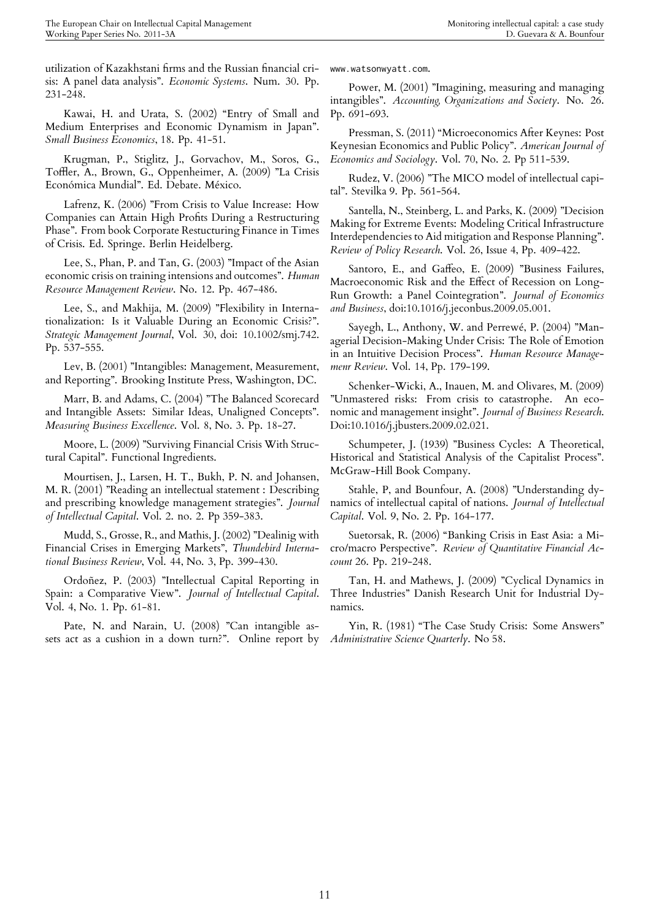utilization of Kazakhstani firms and the Russian financial crisis: A panel data analysis". *Economic Systems*. Num. 30. Pp. 231-248.

Kawai, H. and Urata, S. (2002) "Entry of Small and Medium Enterprises and Economic Dynamism in Japan". *Small Business Economics*, 18. Pp. 41-51.

Krugman, P., Stiglitz, J., Gorvachov, M., Soros, G., Toffler, A., Brown, G., Oppenheimer, A. (2009) "La Crisis Económica Mundial". Ed. Debate. México.

Lafrenz, K. (2006) "From Crisis to Value Increase: How Companies can Attain High Profits During a Restructuring Phase". From book Corporate Restucturing Finance in Times of Crisis. Ed. Springe. Berlin Heidelberg.

Lee, S., Phan, P. and Tan, G. (2003) "Impact of the Asian economic crisis on training intensions and outcomes". *Human Resource Management Review*. No. 12. Pp. 467-486.

Lee, S., and Makhija, M. (2009) "Flexibility in Internationalization: Is it Valuable During an Economic Crisis?". *Strategic Management Journal*, Vol. 30, doi: 10.1002/smj.742. Pp. 537-555.

Lev, B. (2001) "Intangibles: Management, Measurement, and Reporting". Brooking Institute Press, Washington, DC.

Marr, B. and Adams, C. (2004) "The Balanced Scorecard and Intangible Assets: Similar Ideas, Unaligned Concepts". *Measuring Business Excellence*. Vol. 8, No. 3. Pp. 18-27.

Moore, L. (2009) "Surviving Financial Crisis With Structural Capital". Functional Ingredients.

Mourtisen, J., Larsen, H. T., Bukh, P. N. and Johansen, M. R. (2001) "Reading an intellectual statement : Describing and prescribing knowledge management strategies". *Journal of Intellectual Capital*. Vol. 2. no. 2. Pp 359-383.

Mudd, S., Grosse, R., and Mathis, J. (2002) "Dealinig with Financial Crises in Emerging Markets", *Thundebird International Business Review*, Vol. 44, No. 3, Pp. 399-430.

Ordoñez, P. (2003) "Intellectual Capital Reporting in Spain: a Comparative View". *Journal of Intellectual Capital*. Vol. 4, No. 1. Pp. 61-81.

Pate, N. and Narain, U. (2008) "Can intangible assets act as a cushion in a down turn?". Online report by www.watsonwyatt.com.

Power, M. (2001) "Imagining, measuring and managing intangibles". *Accounting, Organizations and Society*. No. 26. Pp. 691-693.

Pressman, S. (2011) "Microeconomics After Keynes: Post Keynesian Economics and Public Policy". *American Journal of Economics and Sociology*. Vol. 70, No. 2. Pp 511-539.

Rudez, V. (2006) "The MICO model of intellectual capital". Stevilka 9. Pp. 561-564.

Santella, N., Steinberg, L. and Parks, K. (2009) "Decision Making for Extreme Events: Modeling Critical Infrastructure Interdependencies to Aid mitigation and Response Planning". *Review of Policy Research*. Vol. 26, Issue 4, Pp. 409-422.

Santoro, E., and Gaffeo, E. (2009) "Business Failures, Macroeconomic Risk and the Effect of Recession on Long-Run Growth: a Panel Cointegration". *Journal of Economics and Business*, doi:10.1016/j.jeconbus.2009.05.001.

Sayegh, L., Anthony, W. and Perrewé, P. (2004) "Managerial Decision-Making Under Crisis: The Role of Emotion in an Intuitive Decision Process". *Human Resource Managemenr Review*. Vol. 14, Pp. 179-199.

Schenker-Wicki, A., Inauen, M. and Olivares, M. (2009) "Unmastered risks: From crisis to catastrophe. An economic and management insight". *Journal of Business Research*. Doi:10.1016/j.jbusters.2009.02.021.

Schumpeter, J. (1939) "Business Cycles: A Theoretical, Historical and Statistical Analysis of the Capitalist Process". McGraw-Hill Book Company.

Stahle, P, and Bounfour, A. (2008) "Understanding dynamics of intellectual capital of nations. *Journal of Intellectual Capital*. Vol. 9, No. 2. Pp. 164-177.

Suetorsak, R. (2006) "Banking Crisis in East Asia: a Micro/macro Perspective". *Review of Quantitative Financial Account* 26. Pp. 219-248.

Tan, H. and Mathews, J. (2009) "Cyclical Dynamics in Three Industries" Danish Research Unit for Industrial Dynamics.

Yin, R. (1981) "The Case Study Crisis: Some Answers" *Administrative Science Quarterly*. No 58.